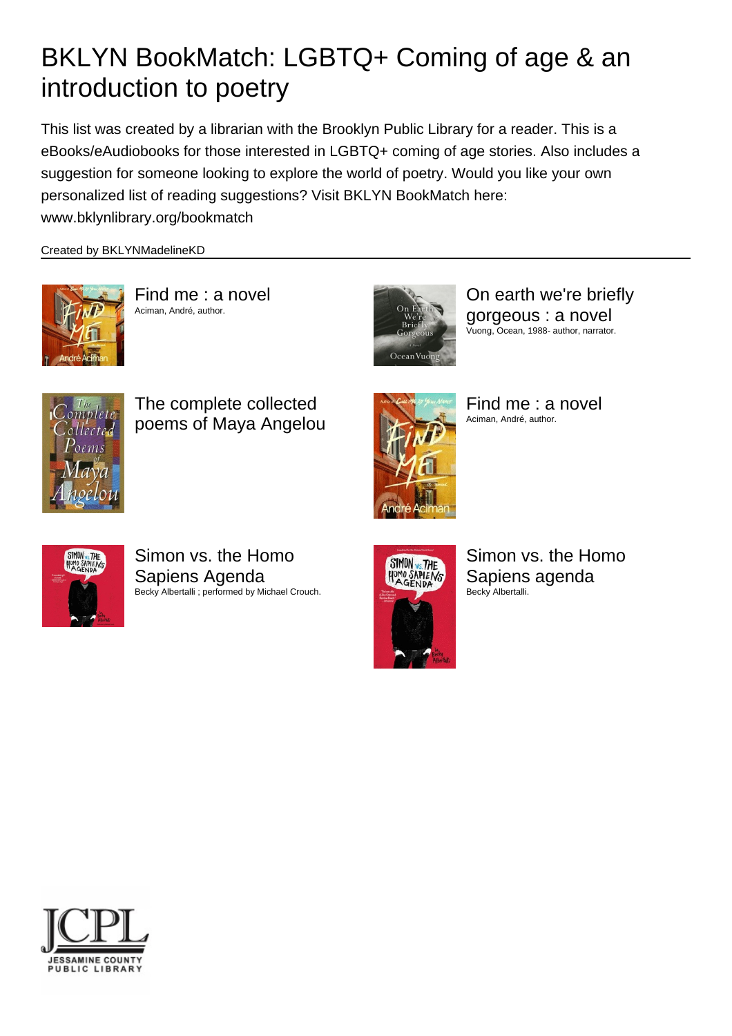# BKLYN BookMatch: LGBTQ+ Coming of age & an introduction to poetry

This list was created by a librarian with the Brooklyn Public Library for a reader. This is a eBooks/eAudiobooks for those interested in LGBTQ+ coming of age stories. Also includes a suggestion for someone looking to explore the world of poetry. Would you like your own personalized list of reading suggestions? Visit BKLYN BookMatch here: www.bklynlibrary.org/bookmatch

Created by BKLYNMadelineKD

---

**Find me : a novel**
Aciman, André, author.

**On earth we're briefly gorgeous : a novel**
Vuong, Ocean, 1988- author, narrator.

**The complete collected poems of Maya Angelou**

**Find me : a novel**
Aciman, André, author.

**Simon vs. the Homo Sapiens Agenda**
Becky Albertalli ; performed by Michael Crouch.

**Simon vs. the Homo Sapiens agenda**
Becky Albertalli.

JCPL
JESSAMINE COUNTY PUBLIC LIBRARY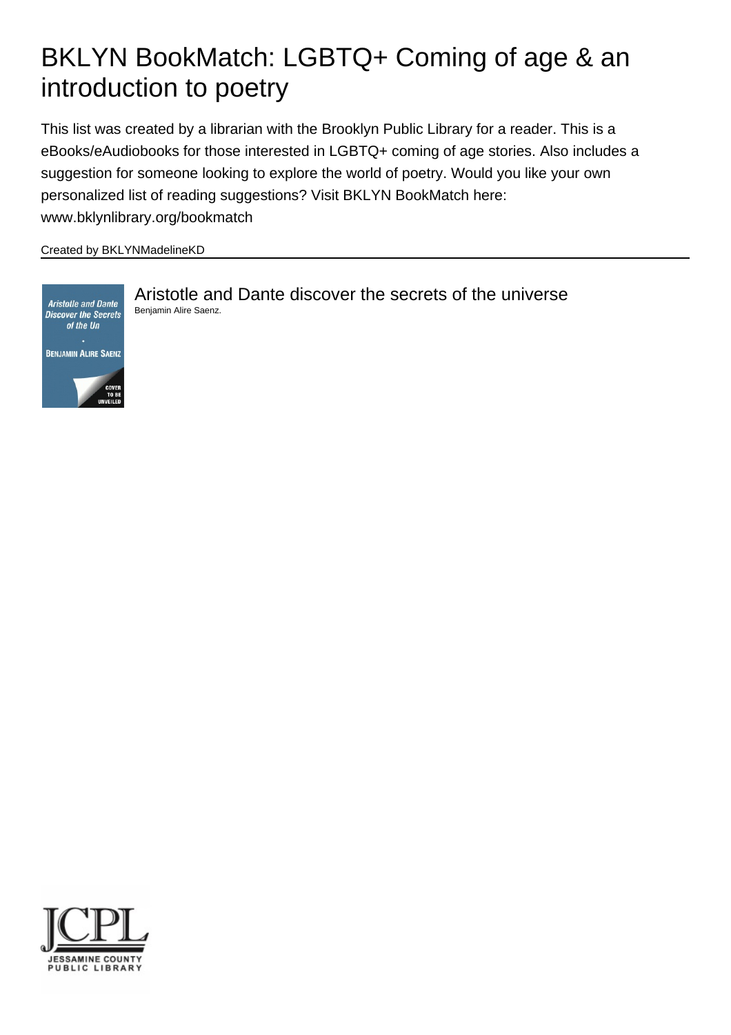# BKLYN BookMatch: LGBTQ+ Coming of age & an introduction to poetry

This list was created by a librarian with the Brooklyn Public Library for a reader. This is a eBooks/eAudiobooks for those interested in LGBTQ+ coming of age stories. Also includes a suggestion for someone looking to explore the world of poetry. Would you like your own personalized list of reading suggestions? Visit BKLYN BookMatch here: www.bklynlibrary.org/bookmatch

Created by BKLYNMadelineKD

## Aristotle and Dante discover the secrets of the universe

Benjamin Alire Saenz.